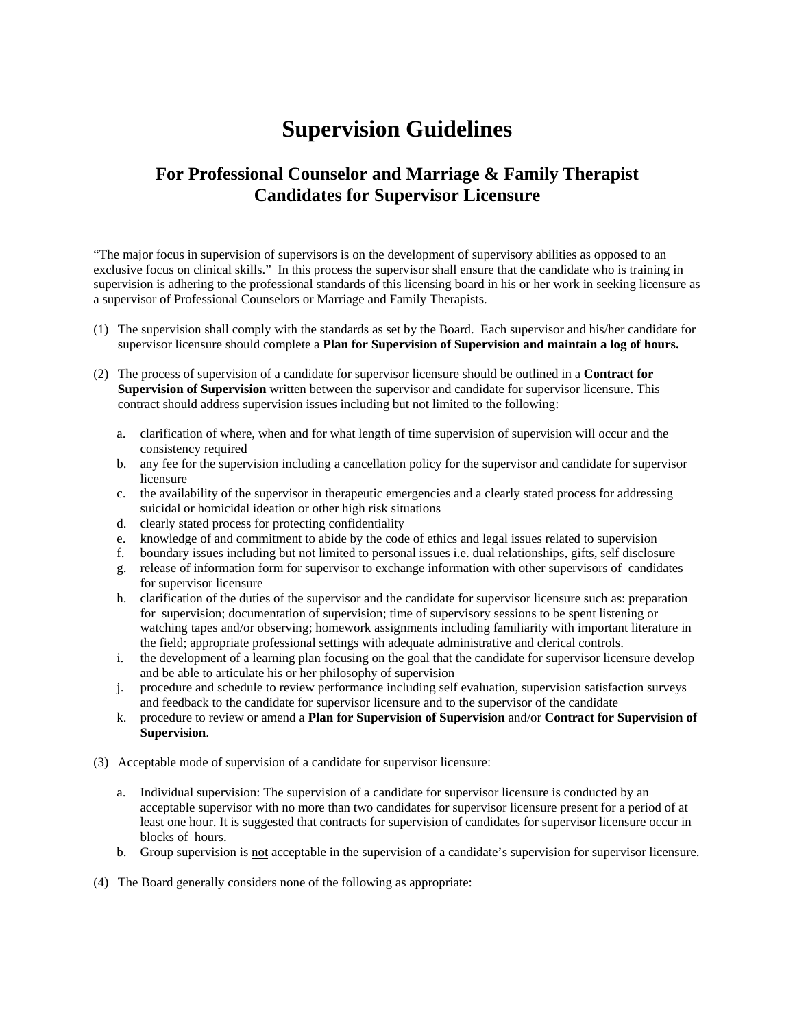# Supervision Guidelines

## For Professional Counselor and Marriage & Family Therapist Candidates for Supervisor Licensure

"The major focus in supervision of supervisors is on the development of supervisory abilities as opposed to an exclusive focus on clinical skills." In this process the supervisor shall ensure that the candidate who is training in supervision is adhering to the professional standards of this licensing board in his or her work in seeking licensure as a supervisor of Professional Counselors or Marriage and Family Therapists.

(1) The supervision shall comply with the standards as set by the Board. Each supervisor and his/her candidate for supervisor licensure should complete a **Plan for Supervision of Supervision and maintain a log of hours.**

(2) The process of supervision of a candidate for supervisor licensure should be outlined in a **Contract for Supervision of Supervision** written between the supervisor and candidate for supervisor licensure. This contract should address supervision issues including but not limited to the following:

   a. clarification of where, when and for what length of time supervision of supervision will occur and the consistency required
   b. any fee for the supervision including a cancellation policy for the supervisor and candidate for supervisor licensure
   c. the availability of the supervisor in therapeutic emergencies and a clearly stated process for addressing suicidal or homicidal ideation or other high risk situations
   d. clearly stated process for protecting confidentiality
   e. knowledge of and commitment to abide by the code of ethics and legal issues related to supervision
   f. boundary issues including but not limited to personal issues i.e. dual relationships, gifts, self disclosure
   g. release of information form for supervisor to exchange information with other supervisors of candidates for supervisor licensure
   h. clarification of the duties of the supervisor and the candidate for supervisor licensure such as: preparation for supervision; documentation of supervision; time of supervisory sessions to be spent listening or watching tapes and/or observing; homework assignments including familiarity with important literature in the field; appropriate professional settings with adequate administrative and clerical controls.
   i. the development of a learning plan focusing on the goal that the candidate for supervisor licensure develop and be able to articulate his or her philosophy of supervision
   j. procedure and schedule to review performance including self evaluation, supervision satisfaction surveys and feedback to the candidate for supervisor licensure and to the supervisor of the candidate
   k. procedure to review or amend a **Plan for Supervision of Supervision** and/or **Contract for Supervision of Supervision**.

(3) Acceptable mode of supervision of a candidate for supervisor licensure:

   a. Individual supervision: The supervision of a candidate for supervisor licensure is conducted by an acceptable supervisor with no more than two candidates for supervisor licensure present for a period of at least one hour. It is suggested that contracts for supervision of candidates for supervisor licensure occur in blocks of hours.
   b. Group supervision is <u>not</u> acceptable in the supervision of a candidate's supervision for supervisor licensure.

(4) The Board generally considers <u>none</u> of the following as appropriate: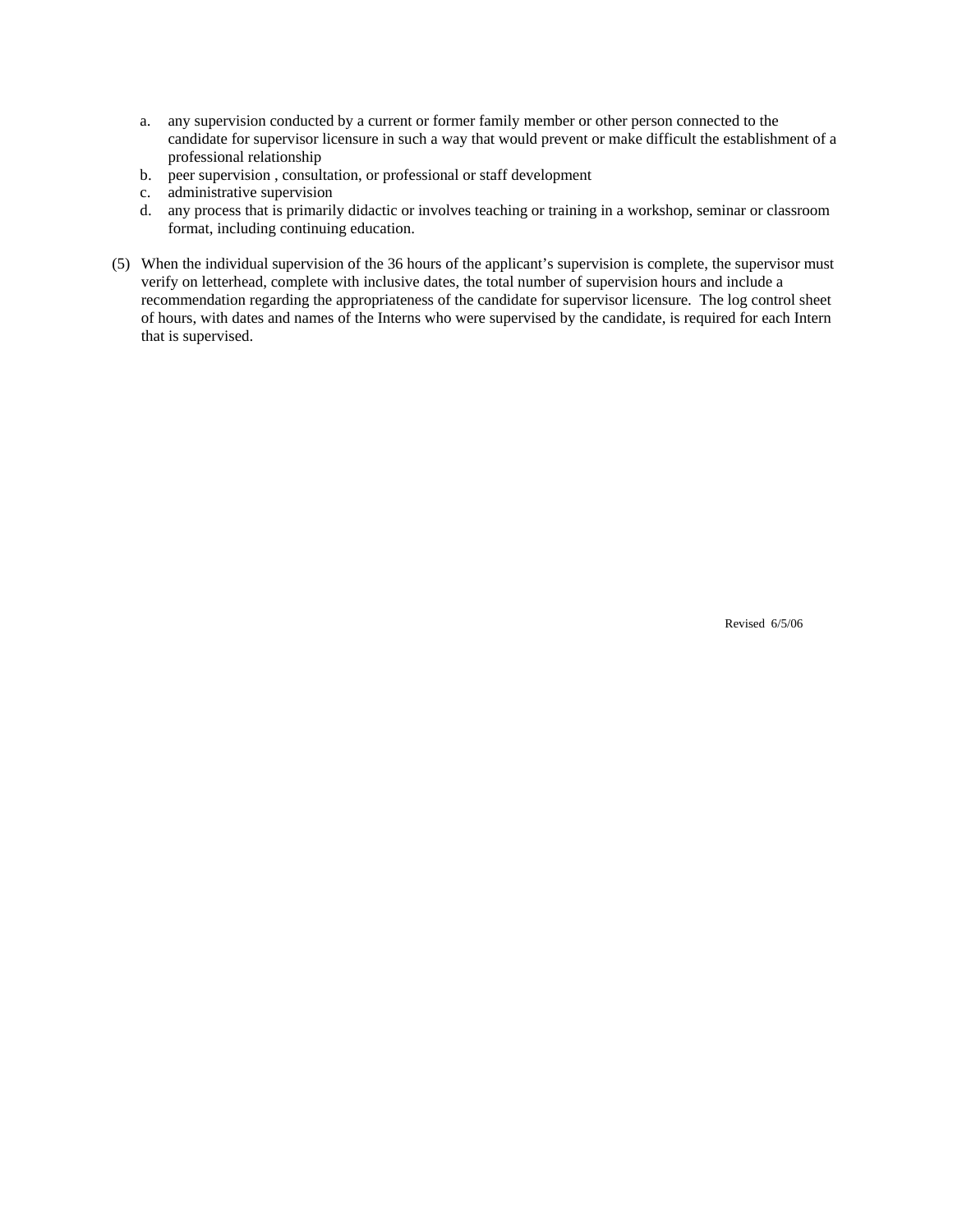a. any supervision conducted by a current or former family member or other person connected to the candidate for supervisor licensure in such a way that would prevent or make difficult the establishment of a professional relationship
b. peer supervision , consultation, or professional or staff development
c. administrative supervision
d. any process that is primarily didactic or involves teaching or training in a workshop, seminar or classroom format, including continuing education.

(5) When the individual supervision of the 36 hours of the applicant's supervision is complete, the supervisor must verify on letterhead, complete with inclusive dates, the total number of supervision hours and include a recommendation regarding the appropriateness of the candidate for supervisor licensure. The log control sheet of hours, with dates and names of the Interns who were supervised by the candidate, is required for each Intern that is supervised.

Revised 6/5/06